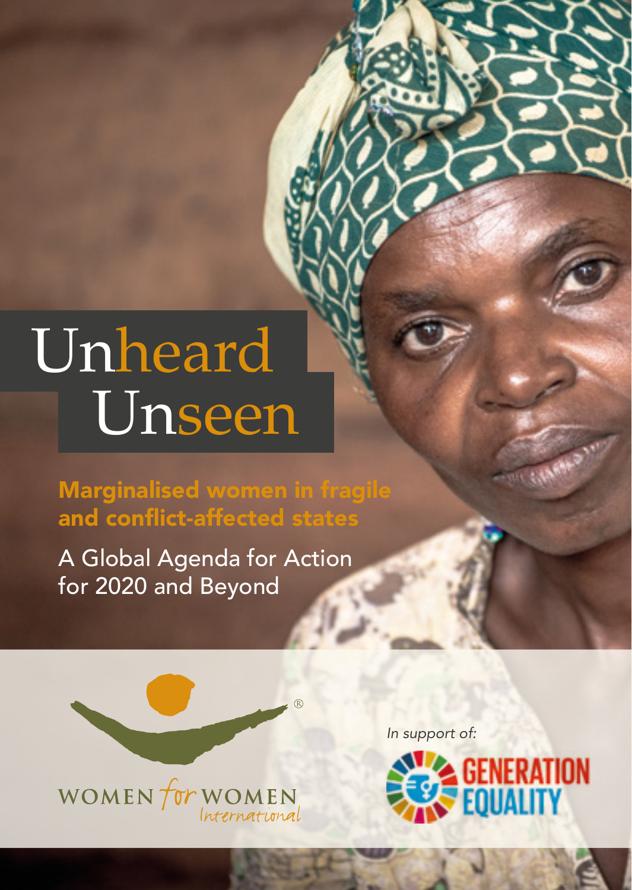# Unheard Unseen

## Marginalised women in fragile and conflict-affected states

A Global Agenda for Action for 2020 and Beyond

WOMEN for WOMEN International

*In support of:*

GENERATION EQUALITY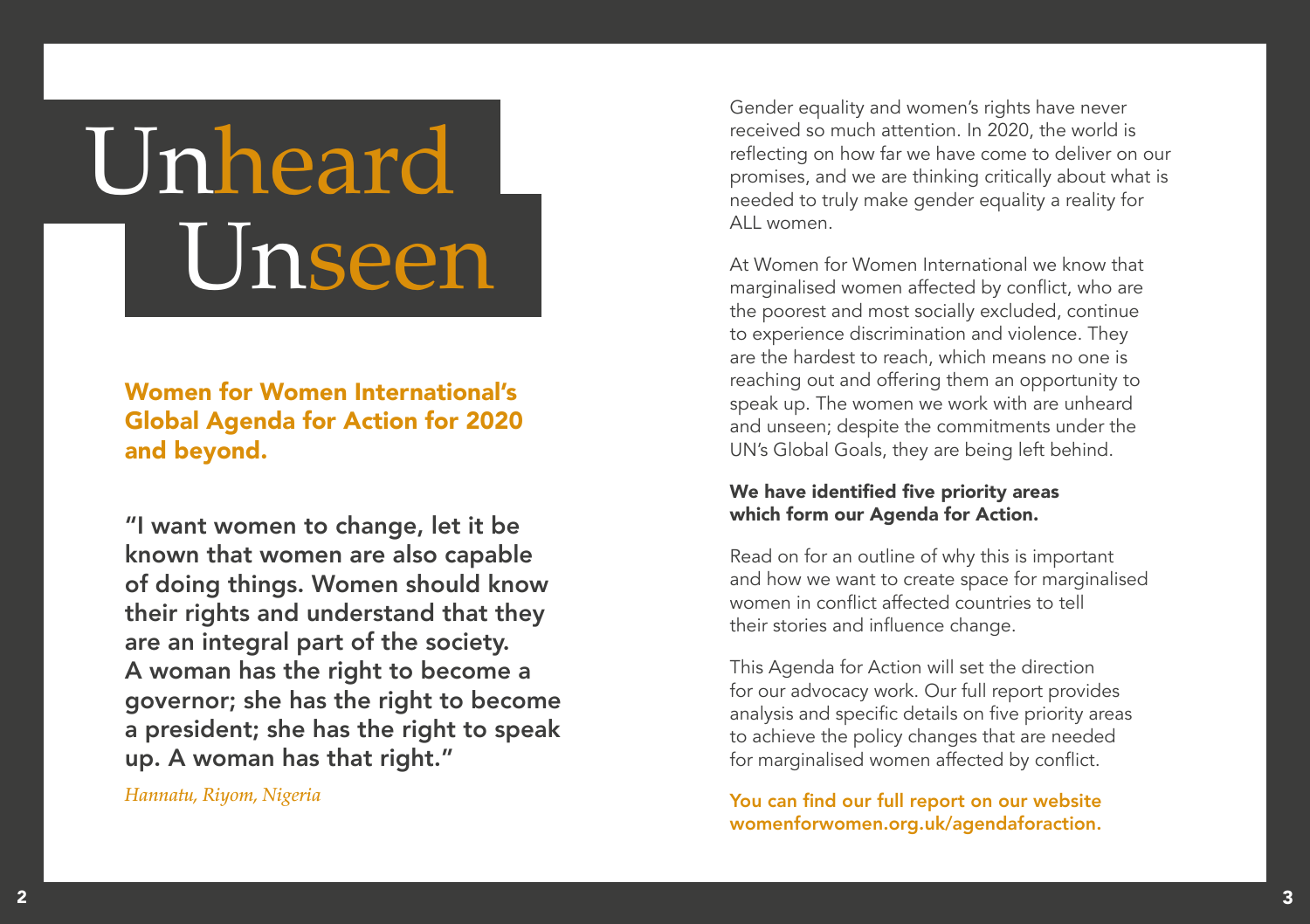# Unheard Unseen

## Women for Women International's Global Agenda for Action for 2020 and beyond.

**"I want women to change, let it be known that women are also capable of doing things. Women should know their rights and understand that they are an integral part of the society. A woman has the right to become a governor; she has the right to become a president; she has the right to speak up. A woman has that right."**

*Hannatu, Riyom, Nigeria*

Gender equality and women's rights have never received so much attention. In 2020, the world is reflecting on how far we have come to deliver on our promises, and we are thinking critically about what is needed to truly make gender equality a reality for ALL women.

At Women for Women International we know that marginalised women affected by conflict, who are the poorest and most socially excluded, continue to experience discrimination and violence. They are the hardest to reach, which means no one is reaching out and offering them an opportunity to speak up. The women we work with are unheard and unseen; despite the commitments under the UN's Global Goals, they are being left behind.

**We have identified five priority areas which form our Agenda for Action.**

Read on for an outline of why this is important and how we want to create space for marginalised women in conflict affected countries to tell their stories and influence change.

This Agenda for Action will set the direction for our advocacy work. Our full report provides analysis and specific details on five priority areas to achieve the policy changes that are needed for marginalised women affected by conflict.

**You can find our full report on our website womenforwomen.org.uk/agendaforaction.**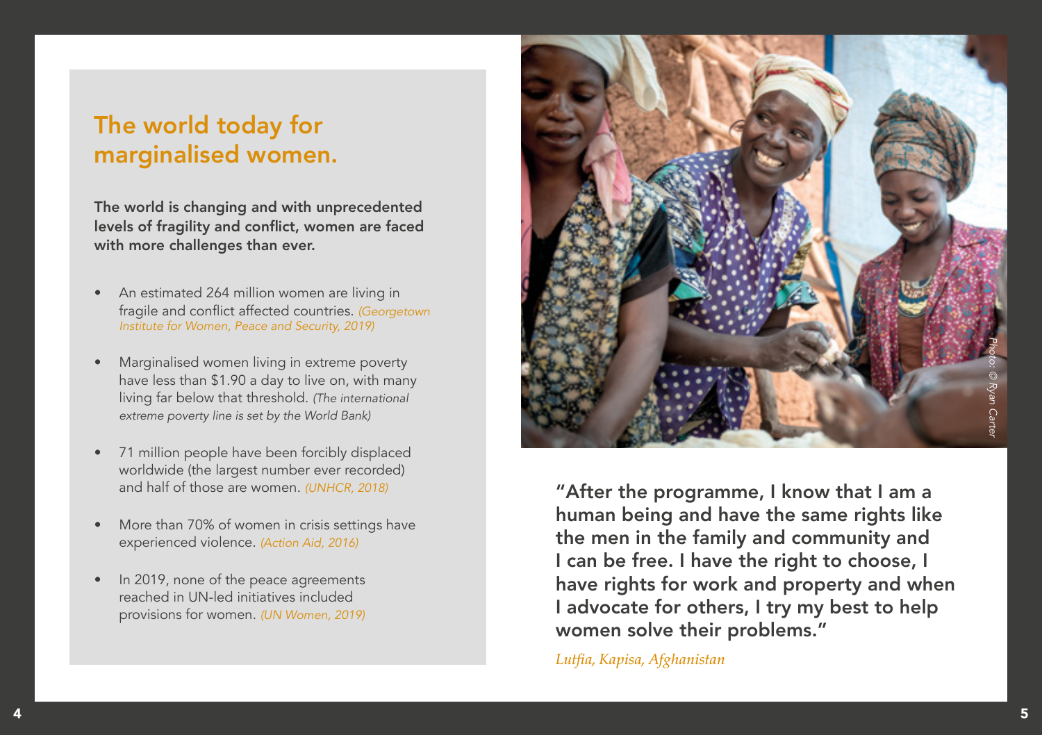## The world today for marginalised women.

**The world is changing and with unprecedented levels of fragility and conflict, women are faced with more challenges than ever.**

- An estimated 264 million women are living in fragile and conflict affected countries. *(Georgetown Institute for Women, Peace and Security, 2019)*
- Marginalised women living in extreme poverty have less than $1.90 a day to live on, with many living far below that threshold. *(The international extreme poverty line is set by the World Bank)*
- 71 million people have been forcibly displaced worldwide (the largest number ever recorded) and half of those are women. *(UNHCR, 2018)*
- More than 70% of women in crisis settings have experienced violence. *(Action Aid, 2016)*
- In 2019, none of the peace agreements reached in UN-led initiatives included provisions for women. *(UN Women, 2019)*

*Photo: © Ryan Carter*

**"After the programme, I know that I am a human being and have the same rights like the men in the family and community and I can be free. I have the right to choose, I have rights for work and property and when I advocate for others, I try my best to help women solve their problems."**

*Lutfia, Kapisa, Afghanistan*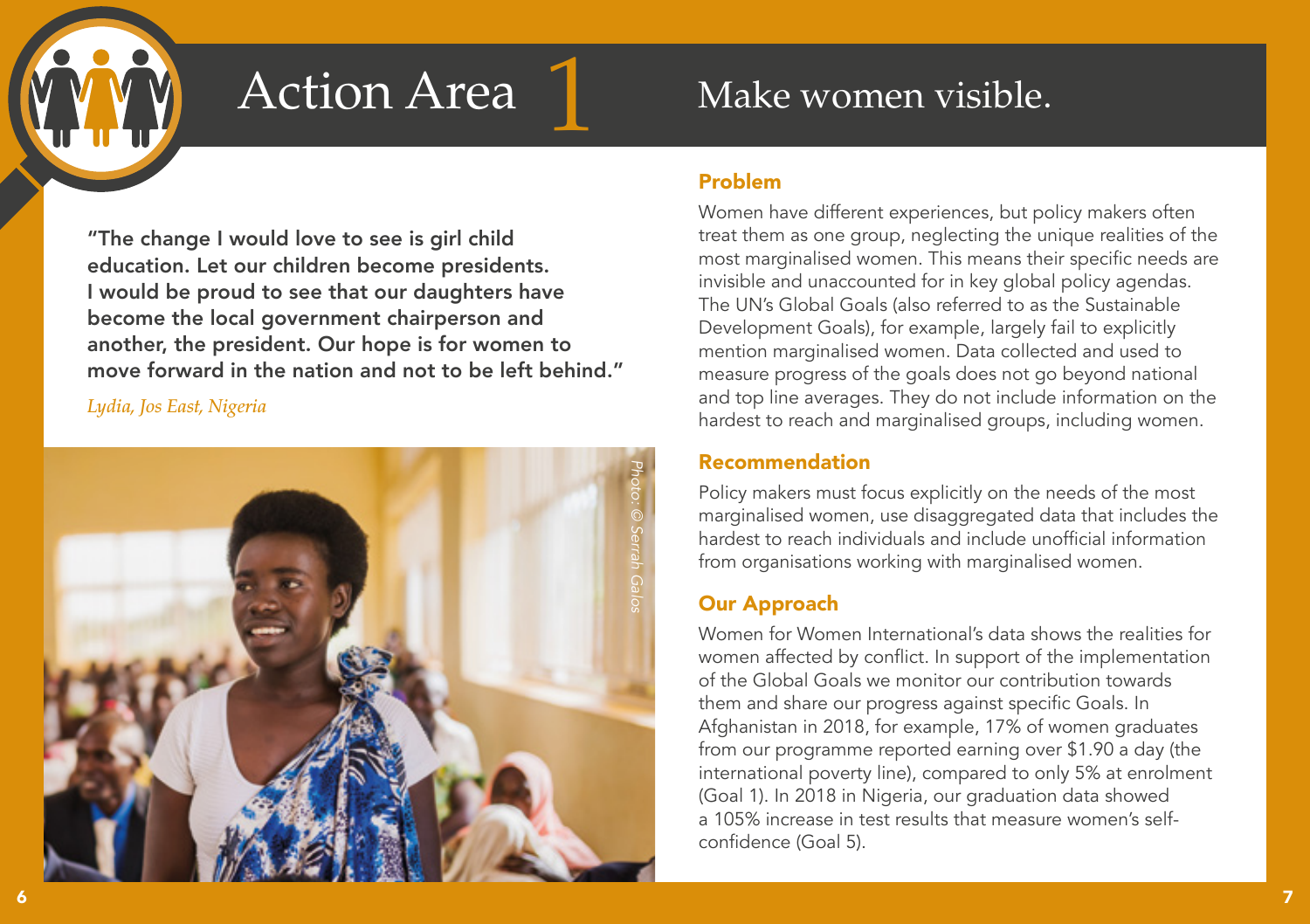# Action Area 1 Make women visible.

**"The change I would love to see is girl child education. Let our children become presidents. I would be proud to see that our daughters have become the local government chairperson and another, the president. Our hope is for women to move forward in the nation and not to be left behind."**

*Lydia, Jos East, Nigeria*

*Photo: © Serrah Galos*

## Problem

Women have different experiences, but policy makers often treat them as one group, neglecting the unique realities of the most marginalised women. This means their specific needs are invisible and unaccounted for in key global policy agendas. The UN's Global Goals (also referred to as the Sustainable Development Goals), for example, largely fail to explicitly mention marginalised women. Data collected and used to measure progress of the goals does not go beyond national and top line averages. They do not include information on the hardest to reach and marginalised groups, including women.

## Recommendation

Policy makers must focus explicitly on the needs of the most marginalised women, use disaggregated data that includes the hardest to reach individuals and include unofficial information from organisations working with marginalised women.

## Our Approach

Women for Women International's data shows the realities for women affected by conflict. In support of the implementation of the Global Goals we monitor our contribution towards them and share our progress against specific Goals. In Afghanistan in 2018, for example, 17% of women graduates from our programme reported earning over $1.90 a day (the international poverty line), compared to only 5% at enrolment (Goal 1). In 2018 in Nigeria, our graduation data showed a 105% increase in test results that measure women's self-confidence (Goal 5).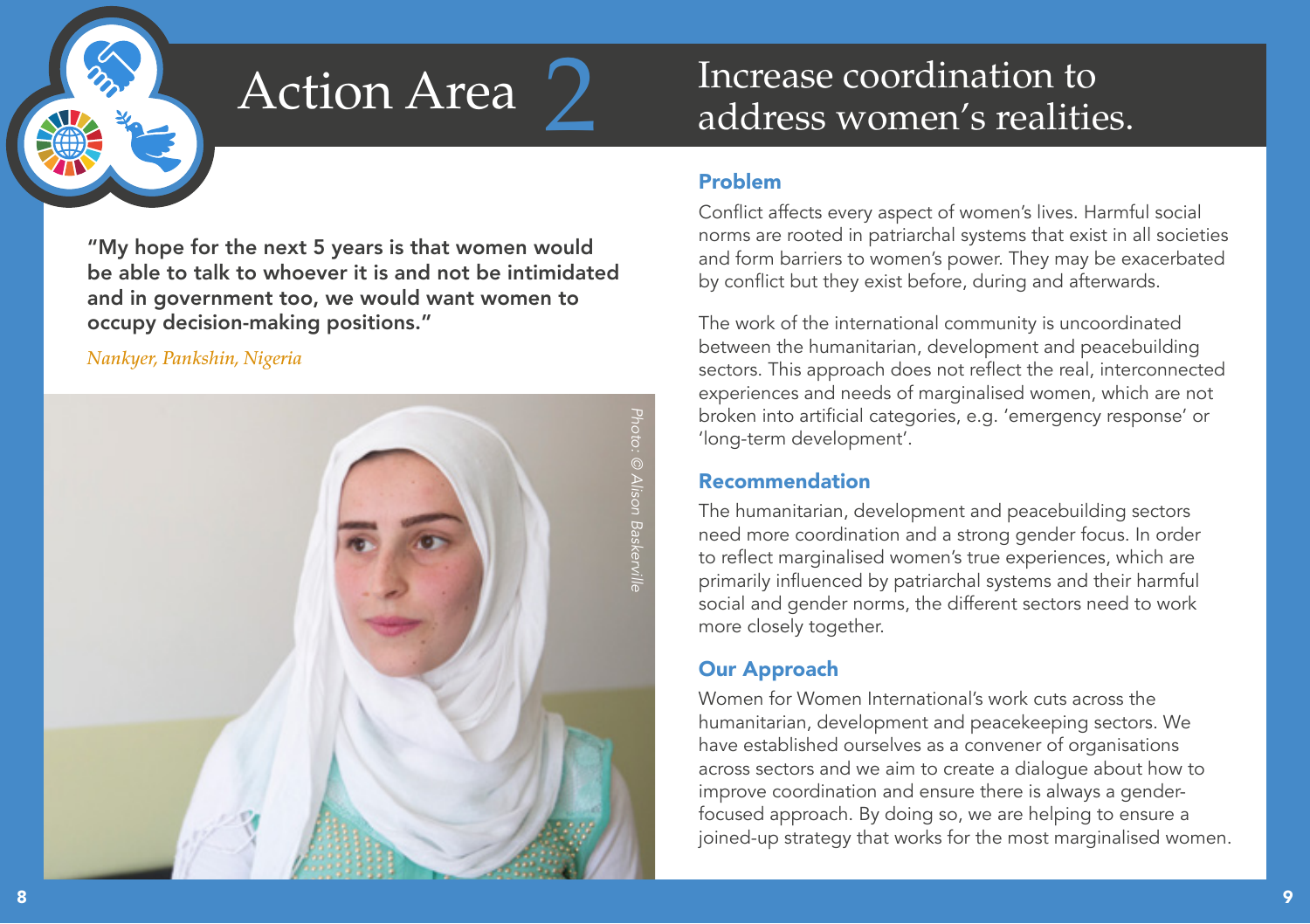# Action Area 2

## Increase coordination to address women's realities.

**"My hope for the next 5 years is that women would be able to talk to whoever it is and not be intimidated and in government too, we would want women to occupy decision-making positions."**

*Nankyer, Pankshin, Nigeria*

Photo: © Alison Baskerville

### Problem

Conflict affects every aspect of women's lives. Harmful social norms are rooted in patriarchal systems that exist in all societies and form barriers to women's power. They may be exacerbated by conflict but they exist before, during and afterwards.

The work of the international community is uncoordinated between the humanitarian, development and peacebuilding sectors. This approach does not reflect the real, interconnected experiences and needs of marginalised women, which are not broken into artificial categories, e.g. 'emergency response' or 'long-term development'.

### Recommendation

The humanitarian, development and peacebuilding sectors need more coordination and a strong gender focus. In order to reflect marginalised women's true experiences, which are primarily influenced by patriarchal systems and their harmful social and gender norms, the different sectors need to work more closely together.

### Our Approach

Women for Women International's work cuts across the humanitarian, development and peacekeeping sectors. We have established ourselves as a convener of organisations across sectors and we aim to create a dialogue about how to improve coordination and ensure there is always a gender-focused approach. By doing so, we are helping to ensure a joined-up strategy that works for the most marginalised women.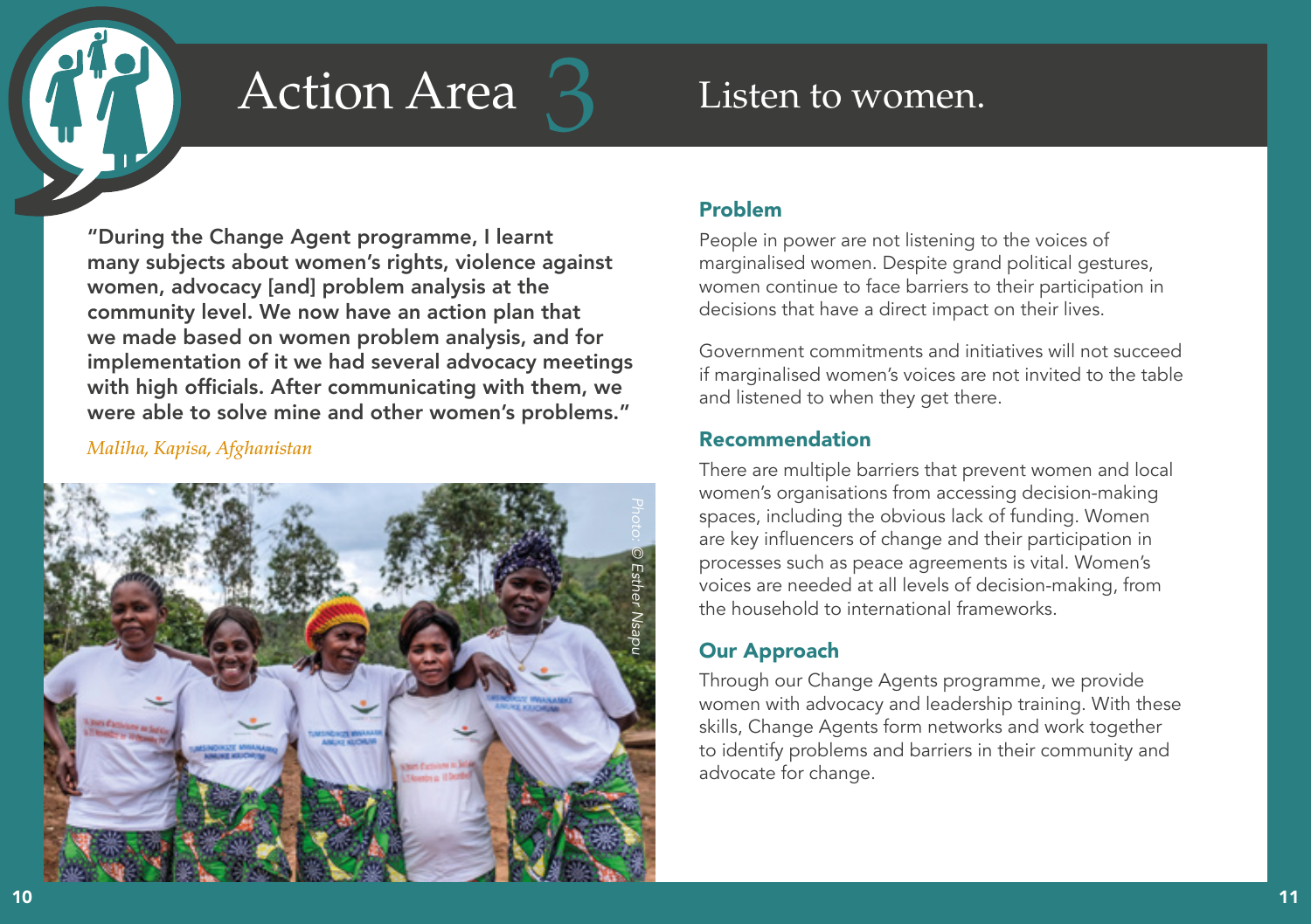# Action Area 3

## Listen to women.

**"During the Change Agent programme, I learnt many subjects about women's rights, violence against women, advocacy [and] problem analysis at the community level. We now have an action plan that we made based on women problem analysis, and for implementation of it we had several advocacy meetings with high officials. After communicating with them, we were able to solve mine and other women's problems."**

*Maliha, Kapisa, Afghanistan*

*Photo: © Esther Nsapu*

### Problem

People in power are not listening to the voices of marginalised women. Despite grand political gestures, women continue to face barriers to their participation in decisions that have a direct impact on their lives.

Government commitments and initiatives will not succeed if marginalised women's voices are not invited to the table and listened to when they get there.

### Recommendation

There are multiple barriers that prevent women and local women's organisations from accessing decision-making spaces, including the obvious lack of funding. Women are key influencers of change and their participation in processes such as peace agreements is vital. Women's voices are needed at all levels of decision-making, from the household to international frameworks.

### Our Approach

Through our Change Agents programme, we provide women with advocacy and leadership training. With these skills, Change Agents form networks and work together to identify problems and barriers in their community and advocate for change.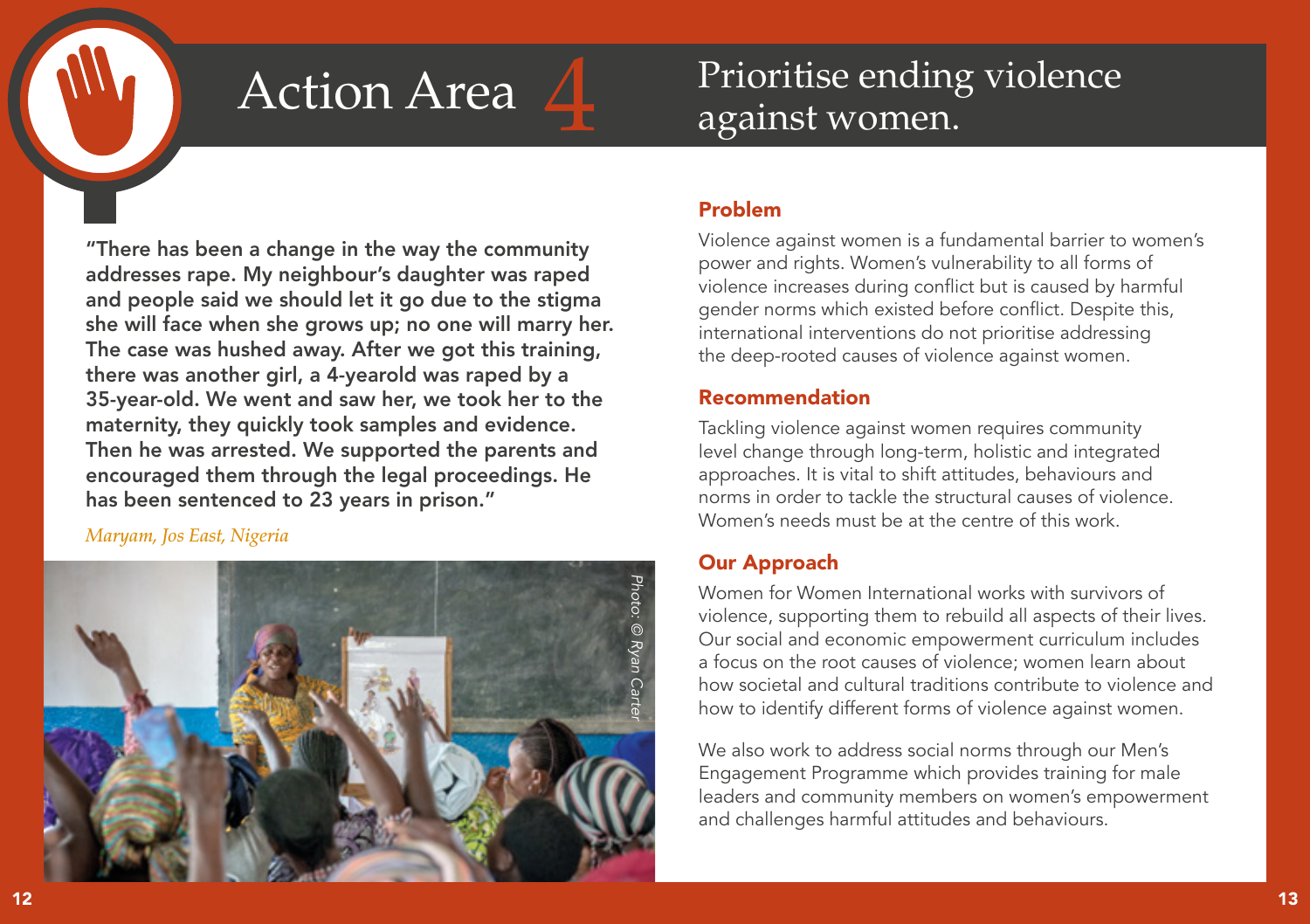# Action Area 4

## Prioritise ending violence against women.

**"There has been a change in the way the community addresses rape. My neighbour's daughter was raped and people said we should let it go due to the stigma she will face when she grows up; no one will marry her. The case was hushed away. After we got this training, there was another girl, a 4-yearold was raped by a 35-year-old. We went and saw her, we took her to the maternity, they quickly took samples and evidence. Then he was arrested. We supported the parents and encouraged them through the legal proceedings. He has been sentenced to 23 years in prison."**

*Maryam, Jos East, Nigeria*

Photo: © Ryan Carter

### Problem

Violence against women is a fundamental barrier to women's power and rights. Women's vulnerability to all forms of violence increases during conflict but is caused by harmful gender norms which existed before conflict. Despite this, international interventions do not prioritise addressing the deep-rooted causes of violence against women.

### Recommendation

Tackling violence against women requires community level change through long-term, holistic and integrated approaches. It is vital to shift attitudes, behaviours and norms in order to tackle the structural causes of violence. Women's needs must be at the centre of this work.

### Our Approach

Women for Women International works with survivors of violence, supporting them to rebuild all aspects of their lives. Our social and economic empowerment curriculum includes a focus on the root causes of violence; women learn about how societal and cultural traditions contribute to violence and how to identify different forms of violence against women.

We also work to address social norms through our Men's Engagement Programme which provides training for male leaders and community members on women's empowerment and challenges harmful attitudes and behaviours.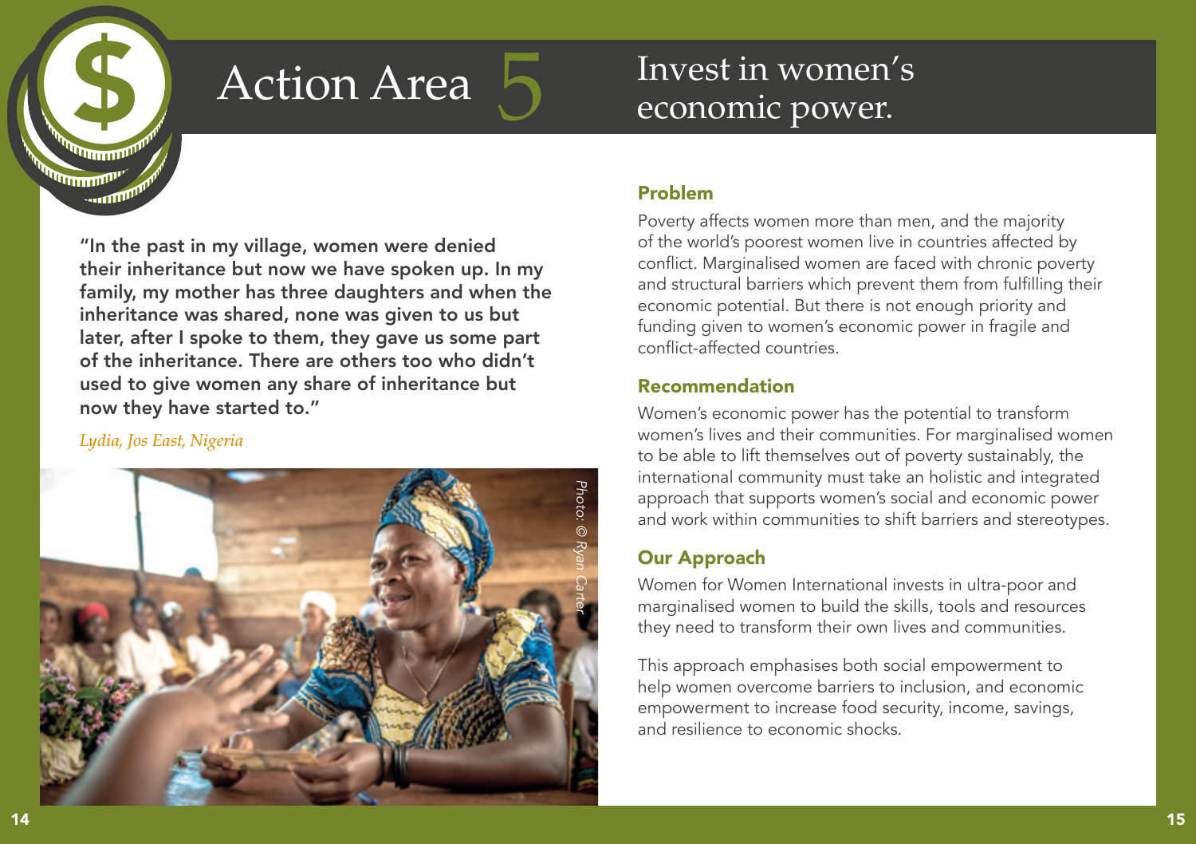# Action Area 5 — Invest in women's economic power.

**"In the past in my village, women were denied their inheritance but now we have spoken up. In my family, my mother has three daughters and when the inheritance was shared, none was given to us but later, after I spoke to them, they gave us some part of the inheritance. There are others too who didn't used to give women any share of inheritance but now they have started to."**

*Lydia, Jos East, Nigeria*

Photo: © Ryan Carter

## Problem

Poverty affects women more than men, and the majority of the world's poorest women live in countries affected by conflict. Marginalised women are faced with chronic poverty and structural barriers which prevent them from fulfilling their economic potential. But there is not enough priority and funding given to women's economic power in fragile and conflict-affected countries.

## Recommendation

Women's economic power has the potential to transform women's lives and their communities. For marginalised women to be able to lift themselves out of poverty sustainably, the international community must take an holistic and integrated approach that supports women's social and economic power and work within communities to shift barriers and stereotypes.

## Our Approach

Women for Women International invests in ultra-poor and marginalised women to build the skills, tools and resources they need to transform their own lives and communities.

This approach emphasises both social empowerment to help women overcome barriers to inclusion, and economic empowerment to increase food security, income, savings, and resilience to economic shocks.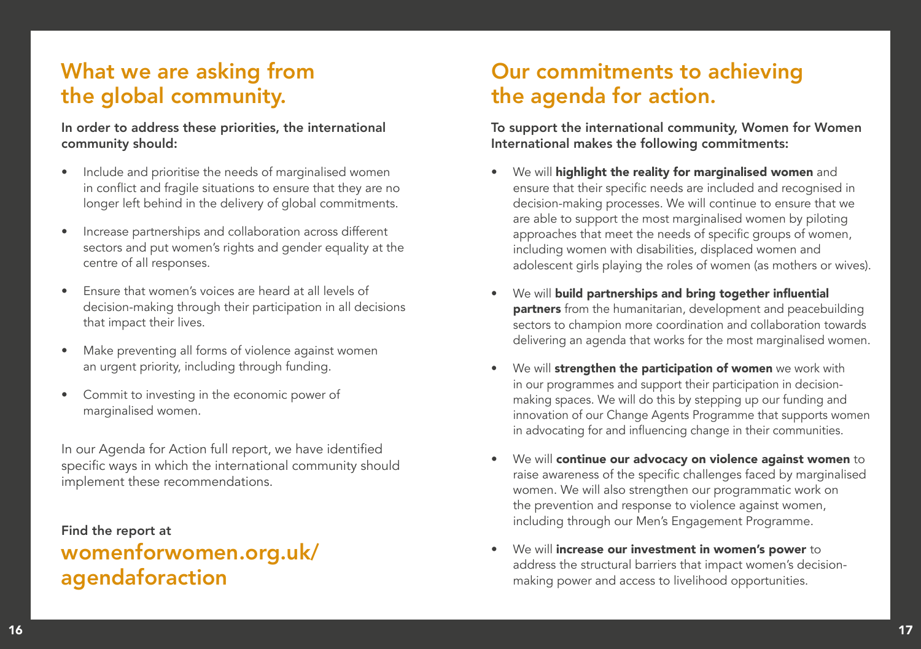## What we are asking from the global community.

**In order to address these priorities, the international community should:**

- Include and prioritise the needs of marginalised women in conflict and fragile situations to ensure that they are no longer left behind in the delivery of global commitments.
- Increase partnerships and collaboration across different sectors and put women's rights and gender equality at the centre of all responses.
- Ensure that women's voices are heard at all levels of decision-making through their participation in all decisions that impact their lives.
- Make preventing all forms of violence against women an urgent priority, including through funding.
- Commit to investing in the economic power of marginalised women.

In our Agenda for Action full report, we have identified specific ways in which the international community should implement these recommendations.

**Find the report at**

**womenforwomen.org.uk/agendaforaction**

## Our commitments to achieving the agenda for action.

**To support the international community, Women for Women International makes the following commitments:**

- We will **highlight the reality for marginalised women** and ensure that their specific needs are included and recognised in decision-making processes. We will continue to ensure that we are able to support the most marginalised women by piloting approaches that meet the needs of specific groups of women, including women with disabilities, displaced women and adolescent girls playing the roles of women (as mothers or wives).
- We will **build partnerships and bring together influential partners** from the humanitarian, development and peacebuilding sectors to champion more coordination and collaboration towards delivering an agenda that works for the most marginalised women.
- We will **strengthen the participation of women** we work with in our programmes and support their participation in decision-making spaces. We will do this by stepping up our funding and innovation of our Change Agents Programme that supports women in advocating for and influencing change in their communities.
- We will **continue our advocacy on violence against women** to raise awareness of the specific challenges faced by marginalised women. We will also strengthen our programmatic work on the prevention and response to violence against women, including through our Men's Engagement Programme.
- We will **increase our investment in women's power** to address the structural barriers that impact women's decision-making power and access to livelihood opportunities.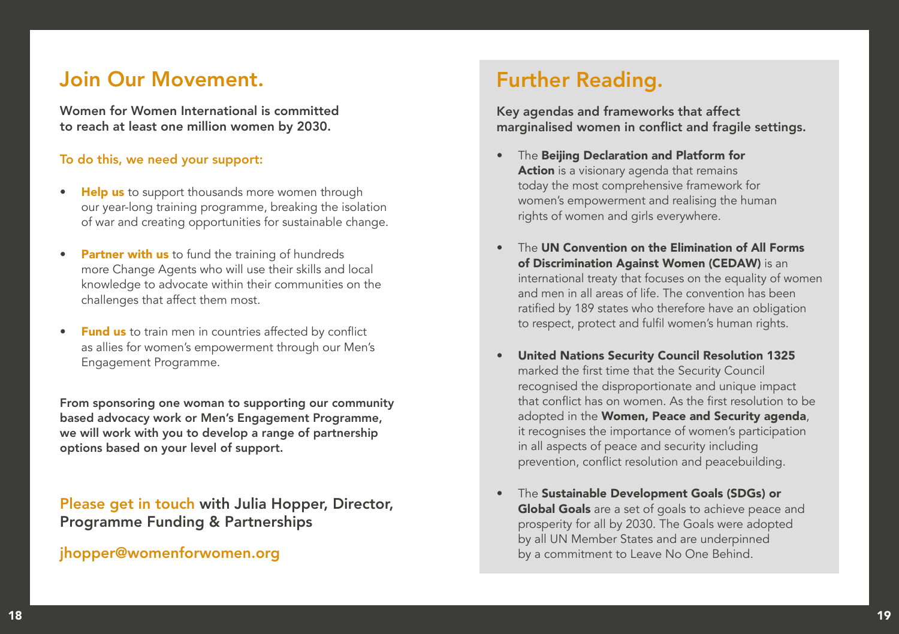## Join Our Movement.

**Women for Women International is committed to reach at least one million women by 2030.**

**To do this, we need your support:**

- **Help us** to support thousands more women through our year-long training programme, breaking the isolation of war and creating opportunities for sustainable change.
- **Partner with us** to fund the training of hundreds more Change Agents who will use their skills and local knowledge to advocate within their communities on the challenges that affect them most.
- **Fund us** to train men in countries affected by conflict as allies for women's empowerment through our Men's Engagement Programme.

**From sponsoring one woman to supporting our community based advocacy work or Men's Engagement Programme, we will work with you to develop a range of partnership options based on your level of support.**

**Please get in touch with Julia Hopper, Director, Programme Funding & Partnerships**

**jhopper@womenforwomen.org**

## Further Reading.

**Key agendas and frameworks that affect marginalised women in conflict and fragile settings.**

- The **Beijing Declaration and Platform for Action** is a visionary agenda that remains today the most comprehensive framework for women's empowerment and realising the human rights of women and girls everywhere.
- The **UN Convention on the Elimination of All Forms of Discrimination Against Women (CEDAW)** is an international treaty that focuses on the equality of women and men in all areas of life. The convention has been ratified by 189 states who therefore have an obligation to respect, protect and fulfil women's human rights.
- **United Nations Security Council Resolution 1325** marked the first time that the Security Council recognised the disproportionate and unique impact that conflict has on women. As the first resolution to be adopted in the **Women, Peace and Security agenda**, it recognises the importance of women's participation in all aspects of peace and security including prevention, conflict resolution and peacebuilding.
- The **Sustainable Development Goals (SDGs) or Global Goals** are a set of goals to achieve peace and prosperity for all by 2030. The Goals were adopted by all UN Member States and are underpinned by a commitment to Leave No One Behind.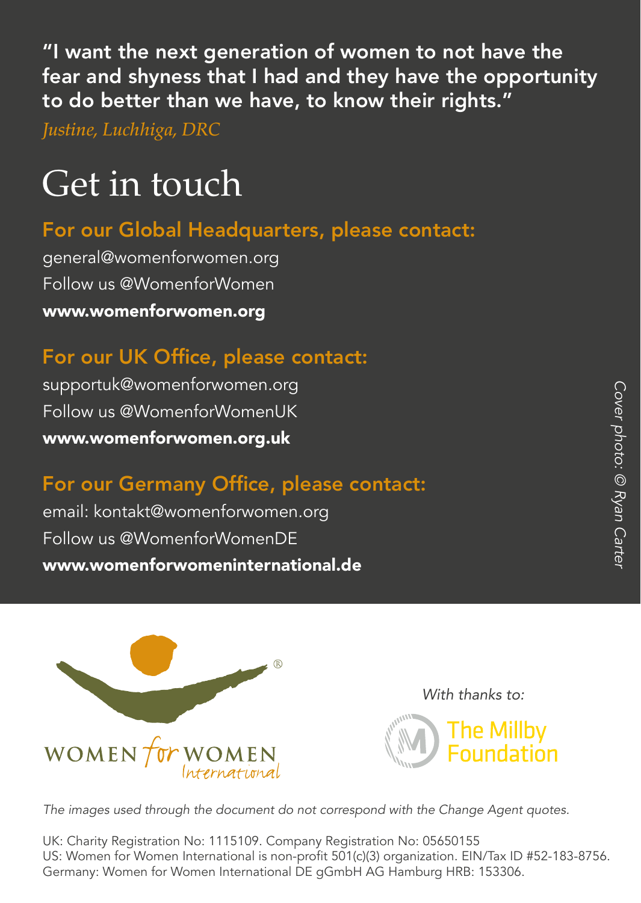**"I want the next generation of women to not have the fear and shyness that I had and they have the opportunity to do better than we have, to know their rights."**

*Justine, Luchhiga, DRC*

# Get in touch

## For our Global Headquarters, please contact:

general@womenforwomen.org
Follow us @WomenforWomen
**www.womenforwomen.org**

## For our UK Office, please contact:

supportuk@womenforwomen.org
Follow us @WomenforWomenUK
**www.womenforwomen.org.uk**

## For our Germany Office, please contact:

email: kontakt@womenforwomen.org
Follow us @WomenforWomenDE
**www.womenforwomeninternational.de**

*Cover photo: © Ryan Carter*

WOMEN for WOMEN International®

*With thanks to:*

The Millby Foundation

*The images used through the document do not correspond with the Change Agent quotes.*

UK: Charity Registration No: 1115109. Company Registration No: 05650155
US: Women for Women International is non-profit 501(c)(3) organization. EIN/Tax ID #52-183-8756.
Germany: Women for Women International DE gGmbH AG Hamburg HRB: 153306.